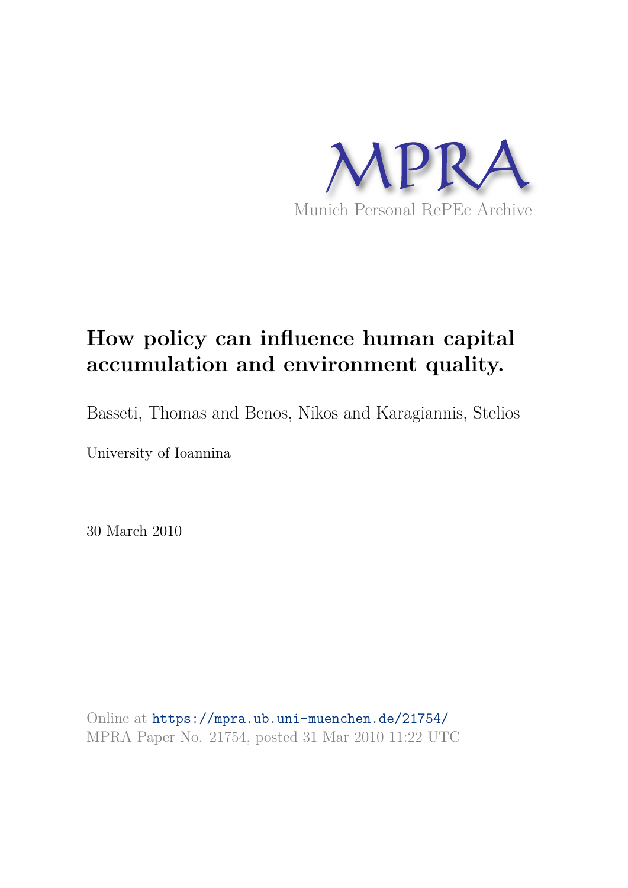Munich Personal RePEc Archive

# How policy can influence human capital accumulation and environment quality.

Basseti, Thomas and Benos, Nikos and Karagiannis, Stelios

University of Ioannina

30 March 2010

Online at https://mpra.ub.uni-muenchen.de/21754/
MPRA Paper No. 21754, posted 31 Mar 2010 11:22 UTC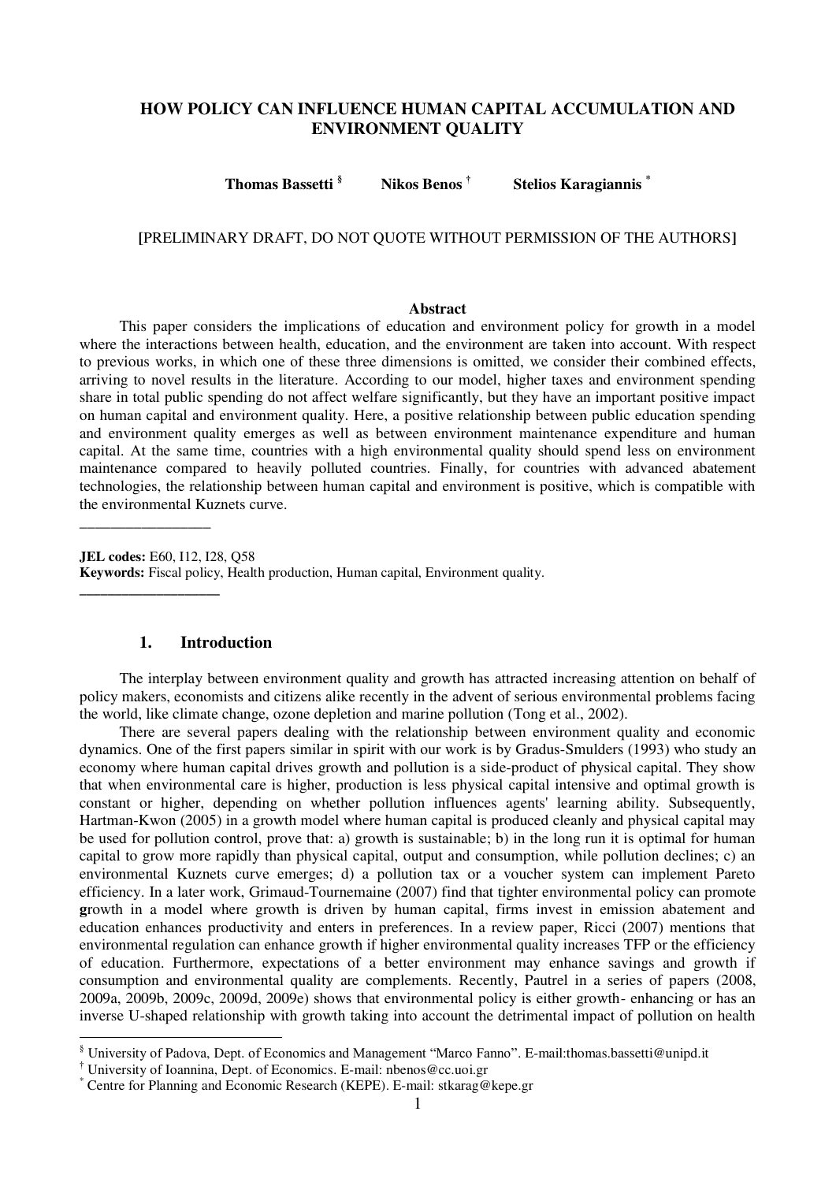# HOW POLICY CAN INFLUENCE HUMAN CAPITAL ACCUMULATION AND ENVIRONMENT QUALITY

**Thomas Bassetti** [§] **Nikos Benos** [†] **Stelios Karagiannis** [*]

[PRELIMINARY DRAFT, DO NOT QUOTE WITHOUT PERMISSION OF THE AUTHORS]

**Abstract**

This paper considers the implications of education and environment policy for growth in a model where the interactions between health, education, and the environment are taken into account. With respect to previous works, in which one of these three dimensions is omitted, we consider their combined effects, arriving to novel results in the literature. According to our model, higher taxes and environment spending share in total public spending do not affect welfare significantly, but they have an important positive impact on human capital and environment quality. Here, a positive relationship between public education spending and environment quality emerges as well as between environment maintenance expenditure and human capital. At the same time, countries with a high environmental quality should spend less on environment maintenance compared to heavily polluted countries. Finally, for countries with advanced abatement technologies, the relationship between human capital and environment is positive, which is compatible with the environmental Kuznets curve.

---

**JEL codes:** E60, I12, I28, Q58

**Keywords:** Fiscal policy, Health production, Human capital, Environment quality.

---

## 1. Introduction

The interplay between environment quality and growth has attracted increasing attention on behalf of policy makers, economists and citizens alike recently in the advent of serious environmental problems facing the world, like climate change, ozone depletion and marine pollution (Tong et al., 2002).

There are several papers dealing with the relationship between environment quality and economic dynamics. One of the first papers similar in spirit with our work is by Gradus-Smulders (1993) who study an economy where human capital drives growth and pollution is a side-product of physical capital. They show that when environmental care is higher, production is less physical capital intensive and optimal growth is constant or higher, depending on whether pollution influences agents' learning ability. Subsequently, Hartman-Kwon (2005) in a growth model where human capital is produced cleanly and physical capital may be used for pollution control, prove that: a) growth is sustainable; b) in the long run it is optimal for human capital to grow more rapidly than physical capital, output and consumption, while pollution declines; c) an environmental Kuznets curve emerges; d) a pollution tax or a voucher system can implement Pareto efficiency. In a later work, Grimaud-Tournemaine (2007) find that tighter environmental policy can promote **g**rowth in a model where growth is driven by human capital, firms invest in emission abatement and education enhances productivity and enters in preferences. In a review paper, Ricci (2007) mentions that environmental regulation can enhance growth if higher environmental quality increases TFP or the efficiency of education. Furthermore, expectations of a better environment may enhance savings and growth if consumption and environmental quality are complements. Recently, Pautrel in a series of papers (2008, 2009a, 2009b, 2009c, 2009d, 2009e) shows that environmental policy is either growth- enhancing or has an inverse U-shaped relationship with growth taking into account the detrimental impact of pollution on health

---

[§] University of Padova, Dept. of Economics and Management "Marco Fanno". E-mail:thomas.bassetti@unipd.it

[†] University of Ioannina, Dept. of Economics. E-mail: nbenos@cc.uoi.gr

[*] Centre for Planning and Economic Research (KEPE). E-mail: stkarag@kepe.gr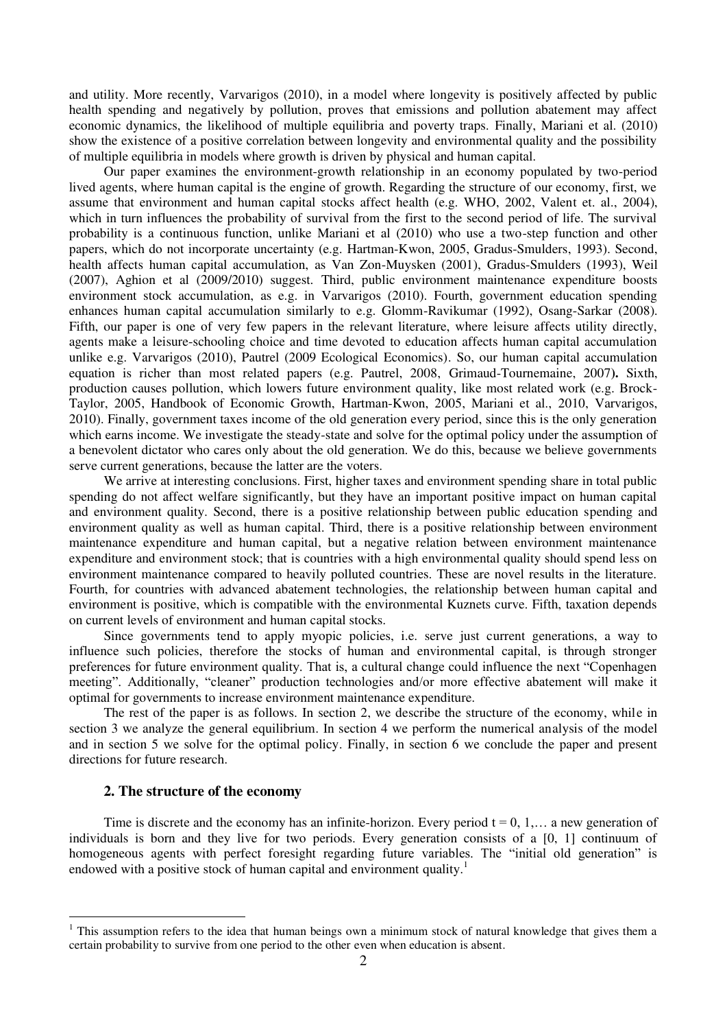and utility. More recently, Varvarigos (2010), in a model where longevity is positively affected by public health spending and negatively by pollution, proves that emissions and pollution abatement may affect economic dynamics, the likelihood of multiple equilibria and poverty traps. Finally, Mariani et al. (2010) show the existence of a positive correlation between longevity and environmental quality and the possibility of multiple equilibria in models where growth is driven by physical and human capital.

Our paper examines the environment-growth relationship in an economy populated by two-period lived agents, where human capital is the engine of growth. Regarding the structure of our economy, first, we assume that environment and human capital stocks affect health (e.g. WHO, 2002, Valent et. al., 2004), which in turn influences the probability of survival from the first to the second period of life. The survival probability is a continuous function, unlike Mariani et al (2010) who use a two-step function and other papers, which do not incorporate uncertainty (e.g. Hartman-Kwon, 2005, Gradus-Smulders, 1993). Second, health affects human capital accumulation, as Van Zon-Muysken (2001), Gradus-Smulders (1993), Weil (2007), Aghion et al (2009/2010) suggest. Third, public environment maintenance expenditure boosts environment stock accumulation, as e.g. in Varvarigos (2010). Fourth, government education spending enhances human capital accumulation similarly to e.g. Glomm-Ravikumar (1992), Osang-Sarkar (2008). Fifth, our paper is one of very few papers in the relevant literature, where leisure affects utility directly, agents make a leisure-schooling choice and time devoted to education affects human capital accumulation unlike e.g. Varvarigos (2010), Pautrel (2009 Ecological Economics). So, our human capital accumulation equation is richer than most related papers (e.g. Pautrel, 2008, Grimaud-Tournemaine, 2007**).** Sixth, production causes pollution, which lowers future environment quality, like most related work (e.g. Brock-Taylor, 2005, Handbook of Economic Growth, Hartman-Kwon, 2005, Mariani et al., 2010, Varvarigos, 2010). Finally, government taxes income of the old generation every period, since this is the only generation which earns income. We investigate the steady-state and solve for the optimal policy under the assumption of a benevolent dictator who cares only about the old generation. We do this, because we believe governments serve current generations, because the latter are the voters.

We arrive at interesting conclusions. First, higher taxes and environment spending share in total public spending do not affect welfare significantly, but they have an important positive impact on human capital and environment quality. Second, there is a positive relationship between public education spending and environment quality as well as human capital. Third, there is a positive relationship between environment maintenance expenditure and human capital, but a negative relation between environment maintenance expenditure and environment stock; that is countries with a high environmental quality should spend less on environment maintenance compared to heavily polluted countries. These are novel results in the literature. Fourth, for countries with advanced abatement technologies, the relationship between human capital and environment is positive, which is compatible with the environmental Kuznets curve. Fifth, taxation depends on current levels of environment and human capital stocks.

Since governments tend to apply myopic policies, i.e. serve just current generations, a way to influence such policies, therefore the stocks of human and environmental capital, is through stronger preferences for future environment quality. That is, a cultural change could influence the next "Copenhagen meeting". Additionally, "cleaner" production technologies and/or more effective abatement will make it optimal for governments to increase environment maintenance expenditure.

The rest of the paper is as follows. In section 2, we describe the structure of the economy, while in section 3 we analyze the general equilibrium. In section 4 we perform the numerical analysis of the model and in section 5 we solve for the optimal policy. Finally, in section 6 we conclude the paper and present directions for future research.

## 2. The structure of the economy

Time is discrete and the economy has an infinite-horizon. Every period $t = 0, 1, \ldots$ a new generation of individuals is born and they live for two periods. Every generation consists of a $[0, 1]$ continuum of homogeneous agents with perfect foresight regarding future variables. The "initial old generation" is endowed with a positive stock of human capital and environment quality.[1]

[1] This assumption refers to the idea that human beings own a minimum stock of natural knowledge that gives them a certain probability to survive from one period to the other even when education is absent.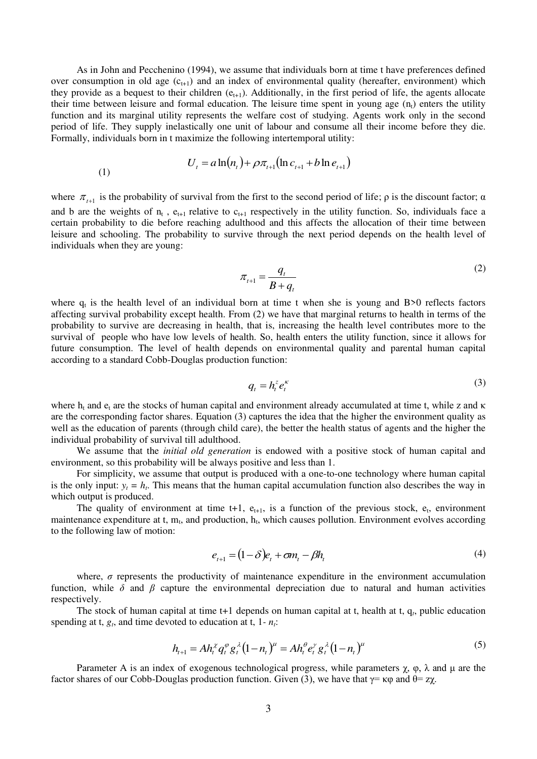As in John and Pecchenino (1994), we assume that individuals born at time t have preferences defined over consumption in old age ($c_{t+1}$) and an index of environmental quality (hereafter, environment) which they provide as a bequest to their children ($e_{t+1}$). Additionally, in the first period of life, the agents allocate their time between leisure and formal education. The leisure time spent in young age ($n_t$) enters the utility function and its marginal utility represents the welfare cost of studying. Agents work only in the second period of life. They supply inelastically one unit of labour and consume all their income before they die. Formally, individuals born in t maximize the following intertemporal utility:

$$U_t = a\ln(n_t) + \rho\pi_{t+1}(\ln c_{t+1} + b\ln e_{t+1}) \tag{1}$$

where $\pi_{t+1}$ is the probability of survival from the first to the second period of life; ρ is the discount factor; α and b are the weights of $n_t$, $e_{t+1}$ relative to $c_{t+1}$ respectively in the utility function. So, individuals face a certain probability to die before reaching adulthood and this affects the allocation of their time between leisure and schooling. The probability to survive through the next period depends on the health level of individuals when they are young:

$$\pi_{t+1} = \frac{q_t}{B + q_t} \tag{2}$$

where $q_t$ is the health level of an individual born at time t when she is young and B>0 reflects factors affecting survival probability except health. From (2) we have that marginal returns to health in terms of the probability to survive are decreasing in health, that is, increasing the health level contributes more to the survival of people who have low levels of health. So, health enters the utility function, since it allows for future consumption. The level of health depends on environmental quality and parental human capital according to a standard Cobb-Douglas production function:

$$q_t = h_t^z e_t^\kappa \tag{3}$$

where $h_t$ and $e_t$ are the stocks of human capital and environment already accumulated at time t, while z and κ are the corresponding factor shares. Equation (3) captures the idea that the higher the environment quality as well as the education of parents (through child care), the better the health status of agents and the higher the individual probability of survival till adulthood.

We assume that the *initial old generation* is endowed with a positive stock of human capital and environment, so this probability will be always positive and less than 1.

For simplicity, we assume that output is produced with a one-to-one technology where human capital is the only input: $y_t = h_t$. This means that the human capital accumulation function also describes the way in which output is produced.

The quality of environment at time t+1, $e_{t+1}$, is a function of the previous stock, $e_t$, environment maintenance expenditure at t, $m_t$, and production, $h_t$, which causes pollution. Environment evolves according to the following law of motion:

$$e_{t+1} = (1-\delta)e_t + \sigma m_t - \beta h_t \tag{4}$$

where, σ represents the productivity of maintenance expenditure in the environment accumulation function, while δ and β capture the environmental depreciation due to natural and human activities respectively.

The stock of human capital at time t+1 depends on human capital at t, health at t, $q_t$, public education spending at t, $g_t$, and time devoted to education at t, $1-n_t$:

$$h_{t+1} = Ah_t^\chi q_t^\varphi g_t^\lambda (1-n_t)^\mu = Ah_t^\theta e_t^\gamma g_t^\lambda (1-n_t)^\mu \tag{5}$$

Parameter A is an index of exogenous technological progress, while parameters χ, φ, λ and μ are the factor shares of our Cobb-Douglas production function. Given (3), we have that γ= κφ and θ= zχ.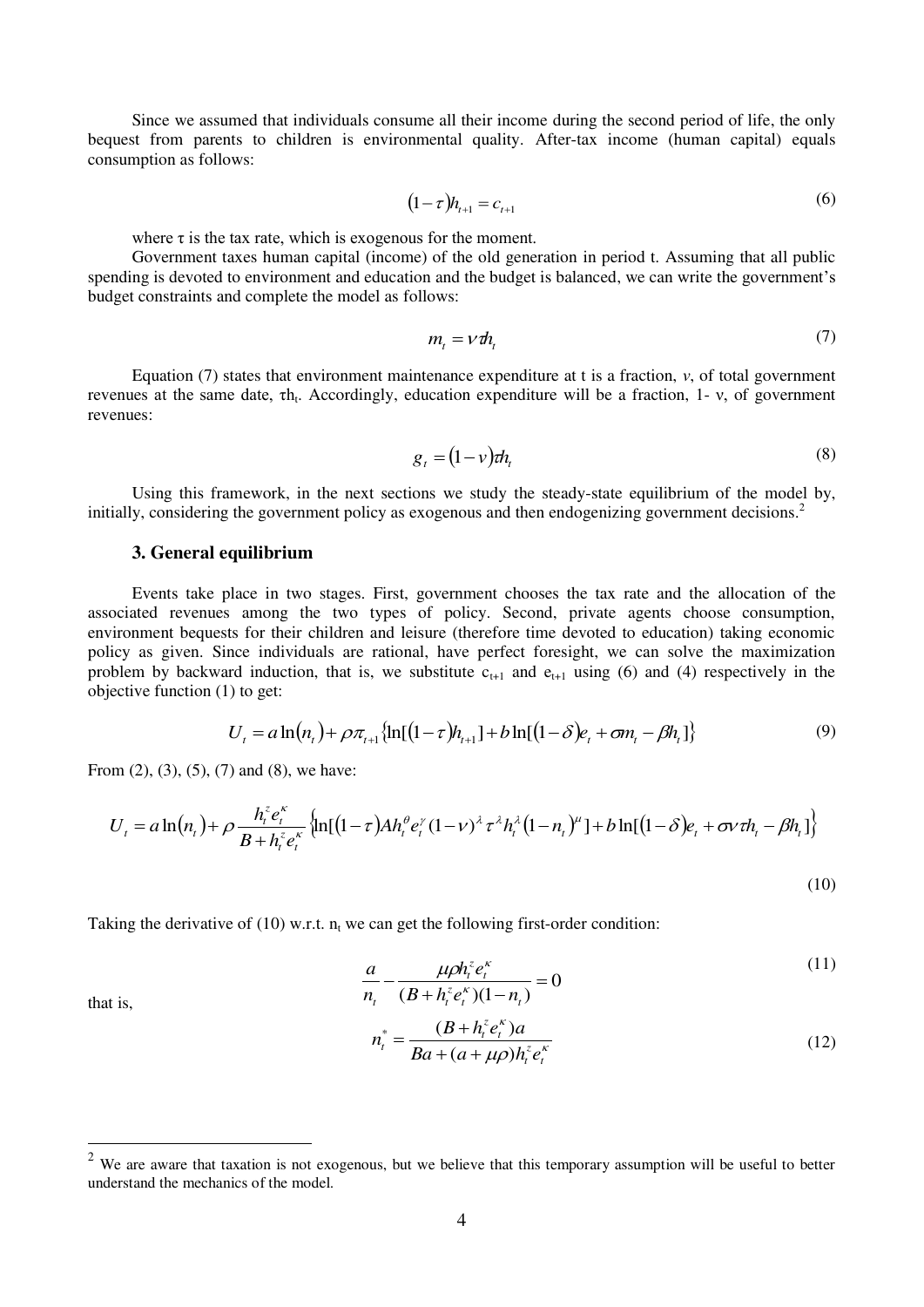Since we assumed that individuals consume all their income during the second period of life, the only bequest from parents to children is environmental quality. After-tax income (human capital) equals consumption as follows:

$$(1-\tau)h_{t+1} = c_{t+1} \tag{6}$$

where τ is the tax rate, which is exogenous for the moment.

Government taxes human capital (income) of the old generation in period t. Assuming that all public spending is devoted to environment and education and the budget is balanced, we can write the government's budget constraints and complete the model as follows:

$$m_t = \nu\tau h_t \tag{7}$$

Equation (7) states that environment maintenance expenditure at t is a fraction, $\nu$, of total government revenues at the same date, $\tau h_t$. Accordingly, education expenditure will be a fraction, 1- ν, of government revenues:

$$g_t = (1-\nu)\tau h_t \tag{8}$$

Using this framework, in the next sections we study the steady-state equilibrium of the model by, initially, considering the government policy as exogenous and then endogenizing government decisions.[2]

### 3. General equilibrium

Events take place in two stages. First, government chooses the tax rate and the allocation of the associated revenues among the two types of policy. Second, private agents choose consumption, environment bequests for their children and leisure (therefore time devoted to education) taking economic policy as given. Since individuals are rational, have perfect foresight, we can solve the maximization problem by backward induction, that is, we substitute $c_{t+1}$ and $e_{t+1}$ using (6) and (4) respectively in the objective function (1) to get:

$$U_t = a\ln(n_t) + \rho\pi_{t+1}\{\ln[(1-\tau)h_{t+1}] + b\ln[(1-\delta)e_t + \sigma m_t - \beta h_t]\} \tag{9}$$

From (2), (3), (5), (7) and (8), we have:

$$U_t = a\ln(n_t) + \rho\frac{h_t^z e_t^\kappa}{B + h_t^z e_t^\kappa}\{\ln[(1-\tau)Ah_t^\theta e_t^\gamma(1-\nu)^\lambda \tau^\lambda h_t^\lambda (1-n_t)^\mu] + b\ln[(1-\delta)e_t + \sigma\nu\tau h_t - \beta h_t]\} \tag{10}$$

Taking the derivative of (10) w.r.t. $n_t$ we can get the following first-order condition:

$$\frac{a}{n_t} - \frac{\mu\rho h_t^z e_t^\kappa}{(B + h_t^z e_t^\kappa)(1-n_t)} = 0 \tag{11}$$

that is,

$$n_t^* = \frac{(B + h_t^z e_t^\kappa)a}{Ba + (a+\mu\rho)h_t^z e_t^\kappa} \tag{12}$$

---

[2] We are aware that taxation is not exogenous, but we believe that this temporary assumption will be useful to better understand the mechanics of the model.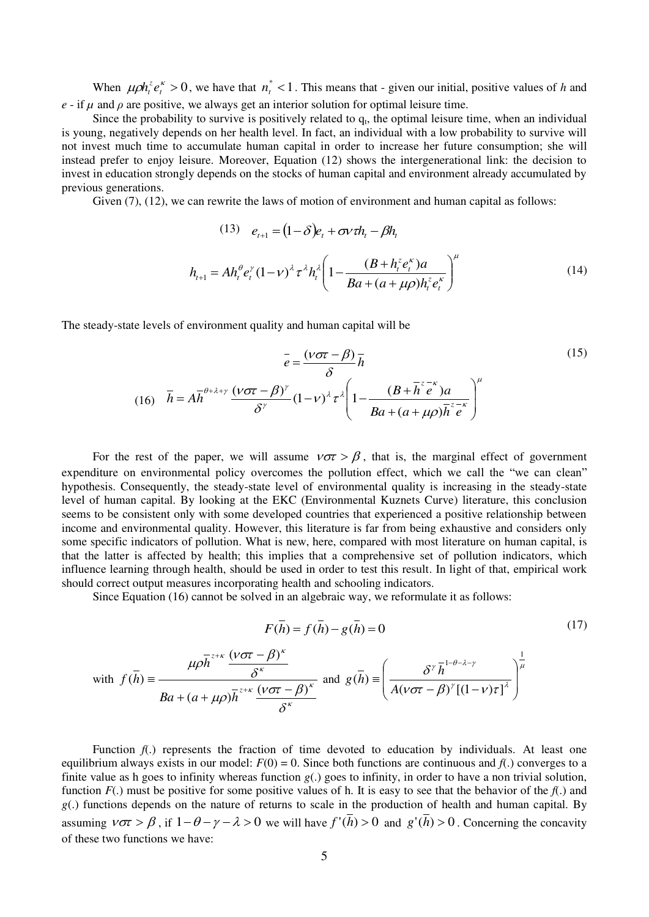When $\mu\rho h_t^z e_t^\kappa > 0$, we have that $n_t^* < 1$. This means that - given our initial, positive values of *h* and *e* - if $\mu$ and $\rho$ are positive, we always get an interior solution for optimal leisure time.

Since the probability to survive is positively related to $q_t$, the optimal leisure time, when an individual is young, negatively depends on her health level. In fact, an individual with a low probability to survive will not invest much time to accumulate human capital in order to increase her future consumption; she will instead prefer to enjoy leisure. Moreover, Equation (12) shows the intergenerational link: the decision to invest in education strongly depends on the stocks of human capital and environment already accumulated by previous generations.

Given (7), (12), we can rewrite the laws of motion of environment and human capital as follows:

$$(13) \quad e_{t+1} = (1-\delta)e_t + \sigma\nu\tau h_t - \beta h_t$$

$$h_{t+1} = A h_t^\theta e_t^\gamma (1-\nu)^\lambda \tau^\lambda h_t^\lambda \left(1 - \frac{(B + h_t^z e_t^\kappa)a}{Ba + (a+\mu\rho)h_t^z e_t^\kappa}\right)^\mu \tag{14}$$

The steady-state levels of environment quality and human capital will be

$$\bar{e} = \frac{(\nu\sigma\tau - \beta)}{\delta}\bar{h} \tag{15}$$

$$(16) \quad \bar{h} = A\bar{h}^{\theta+\lambda+\gamma}\frac{(\nu\sigma\tau-\beta)^\gamma}{\delta^\gamma}(1-\nu)^\lambda\tau^\lambda\left(1 - \frac{(B+\bar{h}^z\bar{e}^\kappa)a}{Ba+(a+\mu\rho)\bar{h}^z\bar{e}^\kappa}\right)^\mu$$

For the rest of the paper, we will assume $\nu\sigma\tau > \beta$, that is, the marginal effect of government expenditure on environmental policy overcomes the pollution effect, which we call the "we can clean" hypothesis. Consequently, the steady-state level of environmental quality is increasing in the steady-state level of human capital. By looking at the EKC (Environmental Kuznets Curve) literature, this conclusion seems to be consistent only with some developed countries that experienced a positive relationship between income and environmental quality. However, this literature is far from being exhaustive and considers only some specific indicators of pollution. What is new, here, compared with most literature on human capital, is that the latter is affected by health; this implies that a comprehensive set of pollution indicators, which influence learning through health, should be used in order to test this result. In light of that, empirical work should correct output measures incorporating health and schooling indicators.

Since Equation (16) cannot be solved in an algebraic way, we reformulate it as follows:

$$F(\bar{h}) = f(\bar{h}) - g(\bar{h}) = 0 \tag{17}$$

with $f(\bar{h}) \equiv \dfrac{\mu\rho\bar{h}^{z+\kappa}\dfrac{(\nu\sigma\tau-\beta)^\kappa}{\delta^\kappa}}{Ba+(a+\mu\rho)\bar{h}^{z+\kappa}\dfrac{(\nu\sigma\tau-\beta)^\kappa}{\delta^\kappa}}$ and $g(\bar{h}) \equiv \left(\dfrac{\delta^\gamma \bar{h}^{1-\theta-\lambda-\gamma}}{A(\nu\sigma\tau-\beta)^\gamma[(1-\nu)\tau]^\lambda}\right)^{\frac{1}{\mu}}$

Function *f*(.) represents the fraction of time devoted to education by individuals. At least one equilibrium always exists in our model: *F*(0) = 0. Since both functions are continuous and *f*(.) converges to a finite value as h goes to infinity whereas function *g*(.) goes to infinity, in order to have a non trivial solution, function *F*(.) must be positive for some positive values of h. It is easy to see that the behavior of the *f*(.) and *g*(.) functions depends on the nature of returns to scale in the production of health and human capital. By assuming $\nu\sigma\tau > \beta$, if $1-\theta-\gamma-\lambda > 0$ we will have $f'(\bar{h}) > 0$ and $g'(\bar{h}) > 0$. Concerning the concavity of these two functions we have: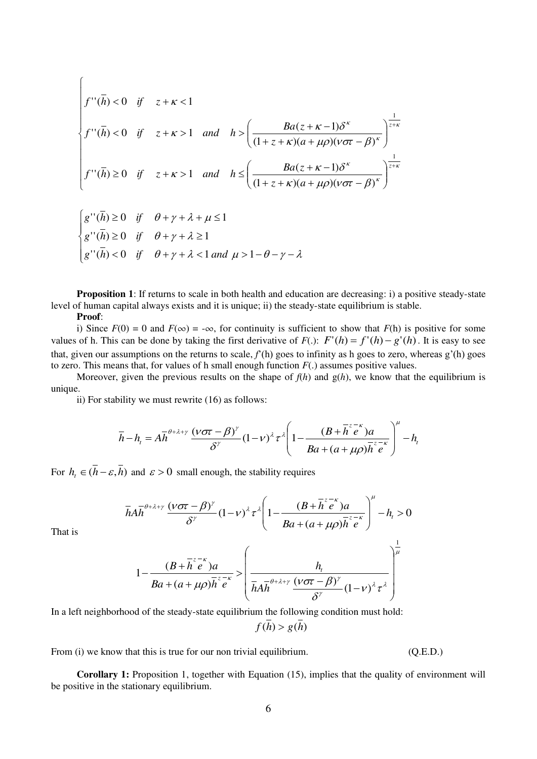$$
\begin{cases}
f''(\overline{h}) < 0 & if \quad z+\kappa < 1 \\
f''(\overline{h}) < 0 & if \quad z+\kappa > 1 \quad and \quad h > \left( \dfrac{Ba(z+\kappa-1)\delta^{\kappa}}{(1+z+\kappa)(a+\mu\rho)(\nu\sigma\tau-\beta)^{\kappa}} \right)^{\frac{1}{z+\kappa}} \\
f''(\overline{h}) \geq 0 & if \quad z+\kappa > 1 \quad and \quad h \leq \left( \dfrac{Ba(z+\kappa-1)\delta^{\kappa}}{(1+z+\kappa)(a+\mu\rho)(\nu\sigma\tau-\beta)^{\kappa}} \right)^{\frac{1}{z+\kappa}}
\end{cases}
$$

$$
\begin{cases}
g''(\overline{h}) \geq 0 & if \quad \theta+\gamma+\lambda+\mu \leq 1 \\
g''(\overline{h}) \geq 0 & if \quad \theta+\gamma+\lambda \geq 1 \\
g''(\overline{h}) < 0 & if \quad \theta+\gamma+\lambda < 1 \; and \; \mu > 1-\theta-\gamma-\lambda
\end{cases}
$$

**Proposition 1**: If returns to scale in both health and education are decreasing: i) a positive steady-state level of human capital always exists and it is unique; ii) the steady-state equilibrium is stable.

**Proof**:

i) Since $F(0) = 0$ and $F(\infty) = -\infty$, for continuity is sufficient to show that $F(h)$ is positive for some values of h. This can be done by taking the first derivative of $F(.)$: $F'(h) = f'(h) - g'(h)$. It is easy to see that, given our assumptions on the returns to scale, $f'(h)$ goes to infinity as h goes to zero, whereas g'(h) goes to zero. This means that, for values of h small enough function $F(.)$ assumes positive values.

Moreover, given the previous results on the shape of $f(h)$ and $g(h)$, we know that the equilibrium is unique.

ii) For stability we must rewrite (16) as follows:

$$
\overline{h} - h_t = A\overline{h}^{\theta+\lambda+\gamma} \frac{(\nu\sigma\tau-\beta)^{\gamma}}{\delta^{\gamma}} (1-\nu)^{\lambda} \tau^{\lambda} \left( 1 - \frac{(B+\overline{h}^{z}\overline{e}^{-\kappa})a}{Ba+(a+\mu\rho)\overline{h}^{z}\overline{e}^{-\kappa}} \right)^{\mu} - h_t
$$

For $h_t \in (\overline{h}-\varepsilon, \overline{h})$ and $\varepsilon > 0$ small enough, the stability requires

$$
\overline{h}A\overline{h}^{\theta+\lambda+\gamma} \frac{(\nu\sigma\tau-\beta)^{\gamma}}{\delta^{\gamma}} (1-\nu)^{\lambda} \tau^{\lambda} \left( 1 - \frac{(B+\overline{h}^{z}\overline{e}^{-\kappa})a}{Ba+(a+\mu\rho)\overline{h}^{z}\overline{e}^{-\kappa}} \right)^{\mu} - h_t > 0
$$

That is

$$
1 - \frac{(B+\overline{h}^{z}\overline{e}^{-\kappa})a}{Ba+(a+\mu\rho)\overline{h}^{z}\overline{e}^{-\kappa}} > \left( \frac{h_t}{\overline{h}A\overline{h}^{\theta+\lambda+\gamma} \dfrac{(\nu\sigma\tau-\beta)^{\gamma}}{\delta^{\gamma}} (1-\nu)^{\lambda} \tau^{\lambda}} \right)^{\frac{1}{\mu}}
$$

In a left neighborhood of the steady-state equilibrium the following condition must hold:

$$
f(\overline{h}) > g(\overline{h})
$$

From (i) we know that this is true for our non trivial equilibrium. (Q.E.D.)

**Corollary 1:** Proposition 1, together with Equation (15), implies that the quality of environment will be positive in the stationary equilibrium.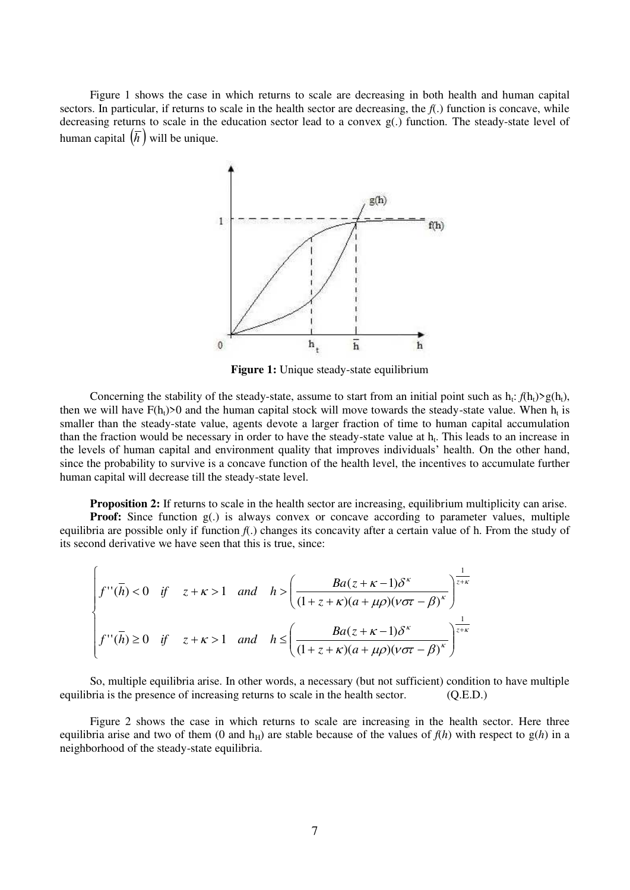Figure 1 shows the case in which returns to scale are decreasing in both health and human capital sectors. In particular, if returns to scale in the health sector are decreasing, the *f*(.) function is concave, while decreasing returns to scale in the education sector lead to a convex g(.) function. The steady-state level of human capital $(\bar{h})$ will be unique.

**Figure 1:** Unique steady-state equilibrium

Concerning the stability of the steady-state, assume to start from an initial point such as $h_t$: $f(h_t)>g(h_t)$, then we will have $F(h_t)>0$ and the human capital stock will move towards the steady-state value. When $h_t$ is smaller than the steady-state value, agents devote a larger fraction of time to human capital accumulation than the fraction would be necessary in order to have the steady-state value at $h_t$. This leads to an increase in the levels of human capital and environment quality that improves individuals' health. On the other hand, since the probability to survive is a concave function of the health level, the incentives to accumulate further human capital will decrease till the steady-state level.

**Proposition 2:** If returns to scale in the health sector are increasing, equilibrium multiplicity can arise.

**Proof:** Since function g(.) is always convex or concave according to parameter values, multiple equilibria are possible only if function *f*(.) changes its concavity after a certain value of h. From the study of its second derivative we have seen that this is true, since:

$$\begin{cases} f''(\bar{h})<0 \quad if \quad z+\kappa>1 \quad and \quad h>\left(\dfrac{Ba(z+\kappa-1)\delta^{\kappa}}{(1+z+\kappa)(a+\mu\rho)(\nu\sigma\tau-\beta)^{\kappa}}\right)^{\frac{1}{z+\kappa}} \\ f''(\bar{h})\geq 0 \quad if \quad z+\kappa>1 \quad and \quad h\leq\left(\dfrac{Ba(z+\kappa-1)\delta^{\kappa}}{(1+z+\kappa)(a+\mu\rho)(\nu\sigma\tau-\beta)^{\kappa}}\right)^{\frac{1}{z+\kappa}} \end{cases}$$

So, multiple equilibria arise. In other words, a necessary (but not sufficient) condition to have multiple equilibria is the presence of increasing returns to scale in the health sector. (Q.E.D.)

Figure 2 shows the case in which returns to scale are increasing in the health sector. Here three equilibria arise and two of them (0 and $h_H$) are stable because of the values of $f(h)$ with respect to $g(h)$ in a neighborhood of the steady-state equilibria.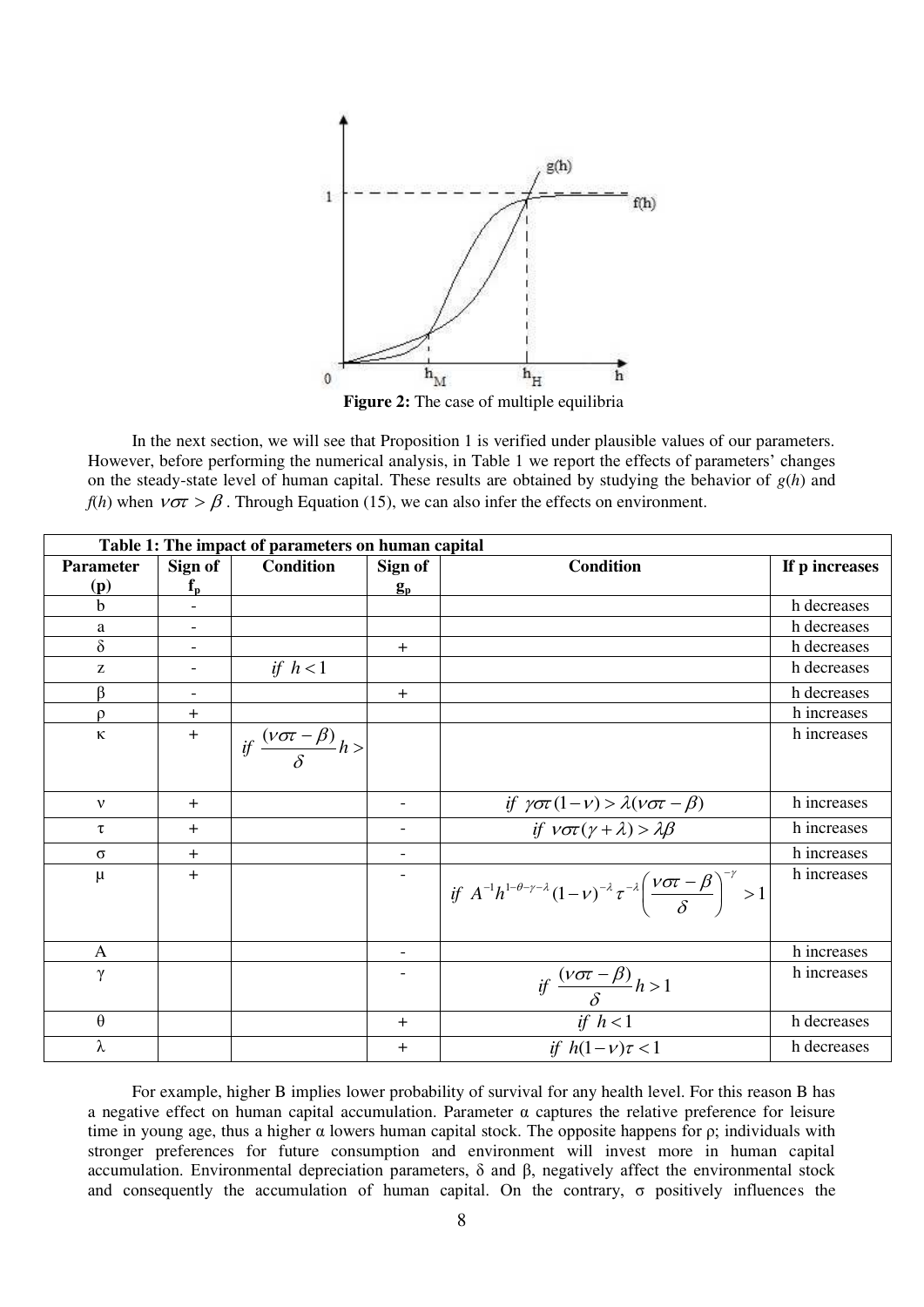**Figure 2:** The case of multiple equilibria

In the next section, we will see that Proposition 1 is verified under plausible values of our parameters. However, before performing the numerical analysis, in Table 1 we report the effects of parameters' changes on the steady-state level of human capital. These results are obtained by studying the behavior of $g(h)$ and $f(h)$ when $\nu\sigma\tau > \beta$. Through Equation (15), we can also infer the effects on environment.

**Table 1: The impact of parameters on human capital**

| Parameter (p) | Sign of $f_p$ | Condition | Sign of $g_p$ | Condition | If p increases |
|---|---|---|---|---|---|
| b | - | | | | h decreases |
| a | - | | | | h decreases |
| δ | - | | + | | h decreases |
| z | - | $if\ h<1$ | | | h decreases |
| β | - | | + | | h decreases |
| ρ | + | | | | h increases |
| κ | + | $if\ \dfrac{(\nu\sigma\tau-\beta)}{\delta}h>$ | | | h increases |
| ν | + | | - | $if\ \gamma\sigma\tau(1-\nu)>\lambda(\nu\sigma\tau-\beta)$ | h increases |
| τ | + | | - | $if\ \nu\sigma\tau(\gamma+\lambda)>\lambda\beta$ | h increases |
| σ | + | | - | | h increases |
| μ | + | | - | $if\ A^{-1}h^{1-\theta-\gamma-\lambda}(1-\nu)^{-\lambda}\tau^{-\lambda}\left(\dfrac{\nu\sigma\tau-\beta}{\delta}\right)^{-\gamma}>1$ | h increases |
| A | | | - | | h increases |
| γ | | | - | $if\ \dfrac{(\nu\sigma\tau-\beta)}{\delta}h>1$ | h increases |
| θ | | | + | $if\ h<1$ | h decreases |
| λ | | | + | $if\ h(1-\nu)\tau<1$ | h decreases |

For example, higher B implies lower probability of survival for any health level. For this reason B has a negative effect on human capital accumulation. Parameter α captures the relative preference for leisure time in young age, thus a higher α lowers human capital stock. The opposite happens for ρ; individuals with stronger preferences for future consumption and environment will invest more in human capital accumulation. Environmental depreciation parameters, δ and β, negatively affect the environmental stock and consequently the accumulation of human capital. On the contrary, σ positively influences the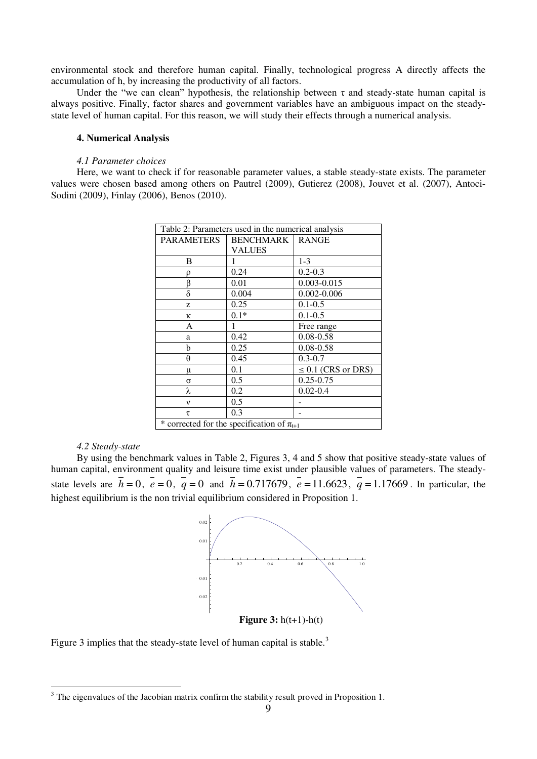environmental stock and therefore human capital. Finally, technological progress A directly affects the accumulation of h, by increasing the productivity of all factors.

Under the "we can clean" hypothesis, the relationship between $\tau$ and steady-state human capital is always positive. Finally, factor shares and government variables have an ambiguous impact on the steady-state level of human capital. For this reason, we will study their effects through a numerical analysis.

### 4. Numerical Analysis

#### *4.1 Parameter choices*

Here, we want to check if for reasonable parameter values, a stable steady-state exists. The parameter values were chosen based among others on Pautrel (2009), Gutierez (2008), Jouvet et al. (2007), Antoci-Sodini (2009), Finlay (2006), Benos (2010).

Table 2: Parameters used in the numerical analysis

| PARAMETERS | BENCHMARK VALUES | RANGE |
|---|---|---|
| B | 1 | 1-3 |
| $\rho$ | 0.24 | 0.2-0.3 |
| $\beta$ | 0.01 | 0.003-0.015 |
| $\delta$ | 0.004 | 0.002-0.006 |
| z | 0.25 | 0.1-0.5 |
| $\kappa$ | 0.1* | 0.1-0.5 |
| A | 1 | Free range |
| a | 0.42 | 0.08-0.58 |
| b | 0.25 | 0.08-0.58 |
| $\theta$ | 0.45 | 0.3-0.7 |
| $\mu$ | 0.1 | $\leq$ 0.1 (CRS or DRS) |
| $\sigma$ | 0.5 | 0.25-0.75 |
| $\lambda$ | 0.2 | 0.02-0.4 |
| $\nu$ | 0.5 | - |
| $\tau$ | 0.3 | - |

\* corrected for the specification of $\pi_{t+1}$

#### *4.2 Steady-state*

By using the benchmark values in Table 2, Figures 3, 4 and 5 show that positive steady-state values of human capital, environment quality and leisure time exist under plausible values of parameters. The steady-state levels are $\bar{h}=0$, $\bar{e}=0$, $\bar{q}=0$ and $\bar{h}=0.717679$, $\bar{e}=11.6623$, $\bar{q}=1.17669$. In particular, the highest equilibrium is the non trivial equilibrium considered in Proposition 1.

**Figure 3:** h(t+1)-h(t)

Figure 3 implies that the steady-state level of human capital is stable.[3]

[3] The eigenvalues of the Jacobian matrix confirm the stability result proved in Proposition 1.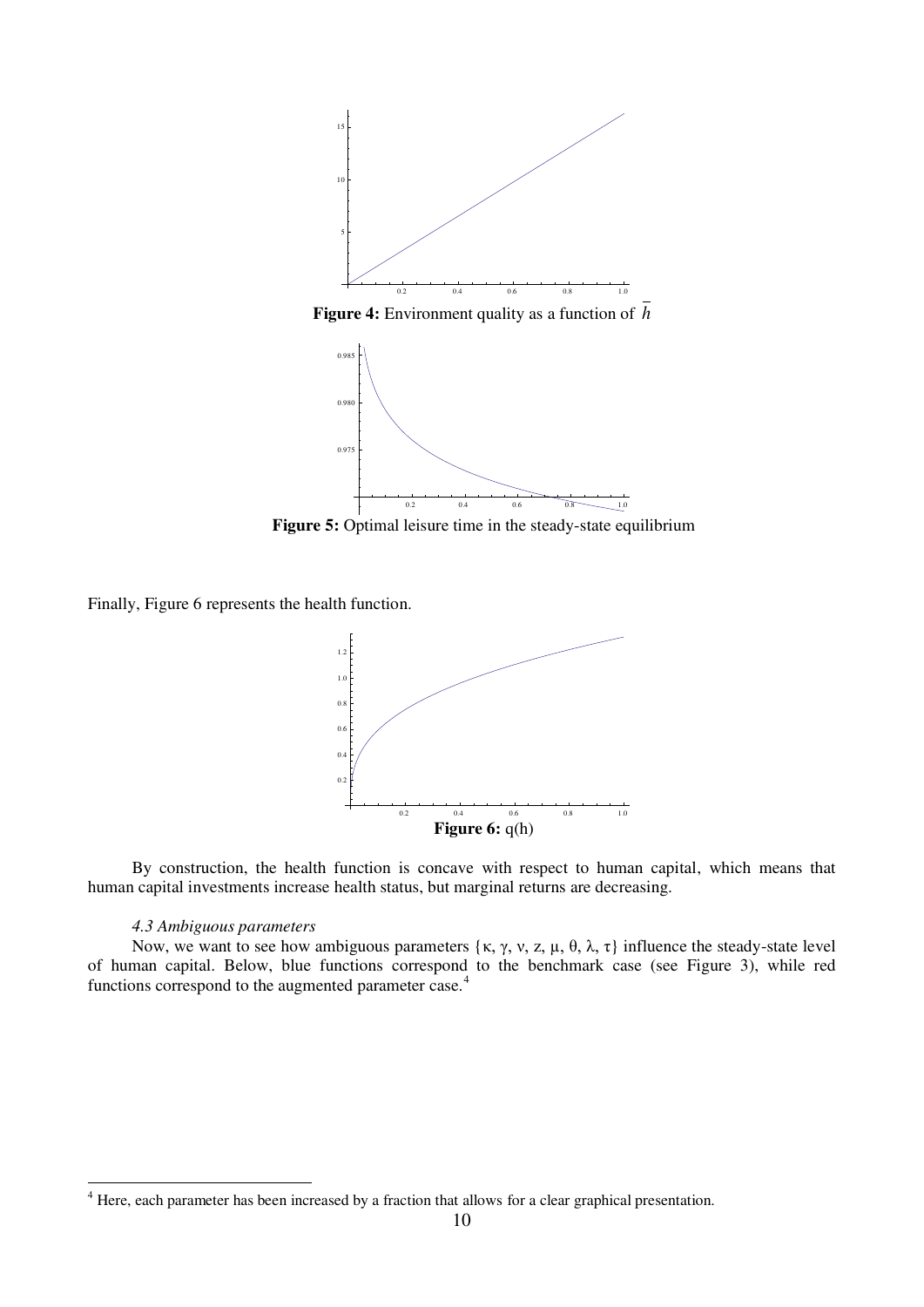**Figure 4:** Environment quality as a function of $\bar{h}$

**Figure 5:** Optimal leisure time in the steady-state equilibrium

Finally, Figure 6 represents the health function.

**Figure 6:** q(h)

By construction, the health function is concave with respect to human capital, which means that human capital investments increase health status, but marginal returns are decreasing.

### *4.3 Ambiguous parameters*

Now, we want to see how ambiguous parameters {$\kappa$, $\gamma$, $\nu$, z, $\mu$, $\theta$, $\lambda$, $\tau$} influence the steady-state level of human capital. Below, blue functions correspond to the benchmark case (see Figure 3), while red functions correspond to the augmented parameter case.[4]

[4] Here, each parameter has been increased by a fraction that allows for a clear graphical presentation.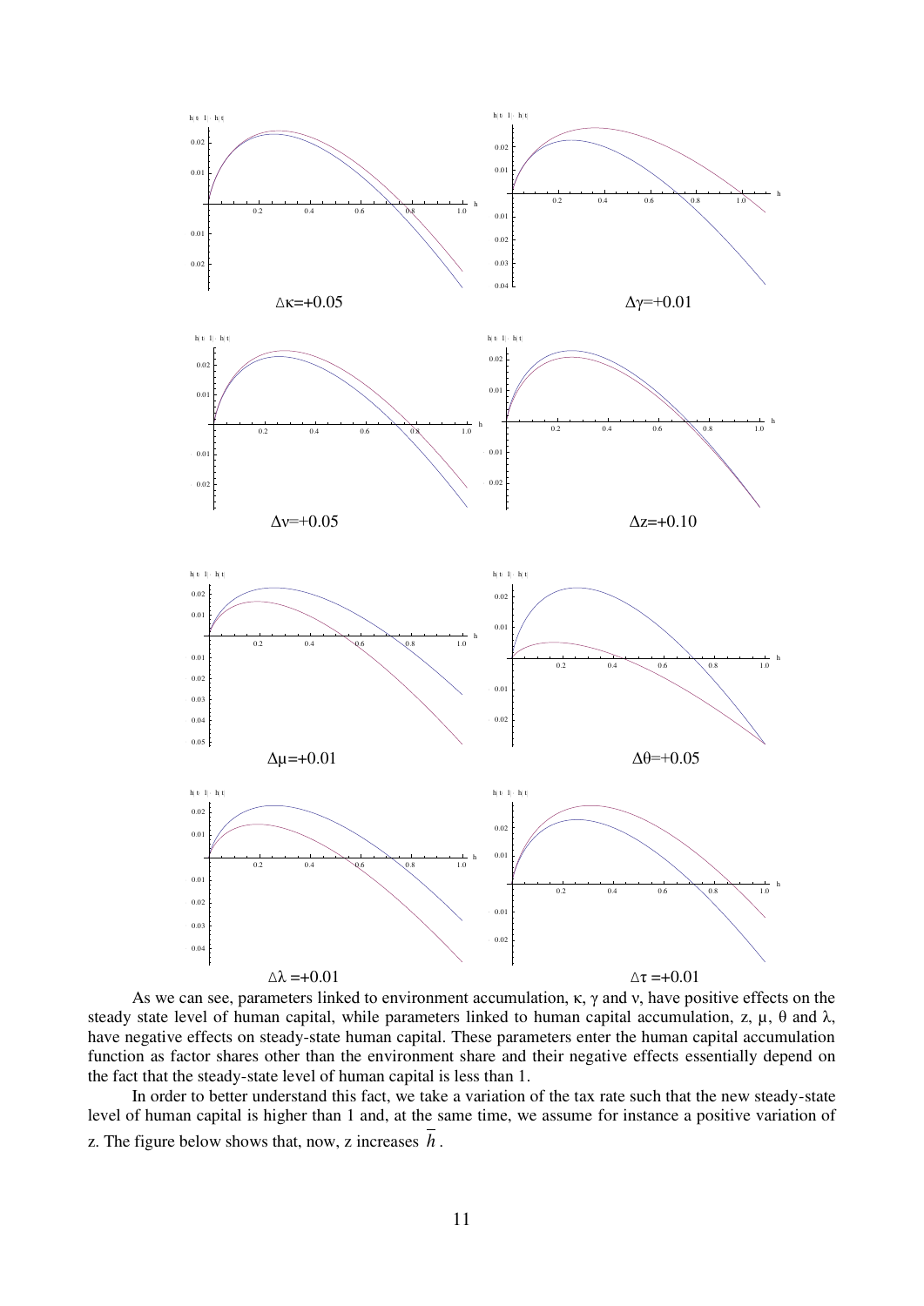$\Delta\kappa$=+0.05

$\Delta\gamma$=+0.01

$\Delta\nu$=+0.05

$\Delta z$=+0.10

$\Delta\mu$=+0.01

$\Delta\theta$=+0.05

$\Delta\lambda$ =+0.01

$\Delta\tau$ =+0.01

As we can see, parameters linked to environment accumulation, $\kappa$, $\gamma$ and $\nu$, have positive effects on the steady state level of human capital, while parameters linked to human capital accumulation, z, $\mu$, $\theta$ and $\lambda$, have negative effects on steady-state human capital. These parameters enter the human capital accumulation function as factor shares other than the environment share and their negative effects essentially depend on the fact that the steady-state level of human capital is less than 1.

In order to better understand this fact, we take a variation of the tax rate such that the new steady-state level of human capital is higher than 1 and, at the same time, we assume for instance a positive variation of z. The figure below shows that, now, z increases $\overline{h}$.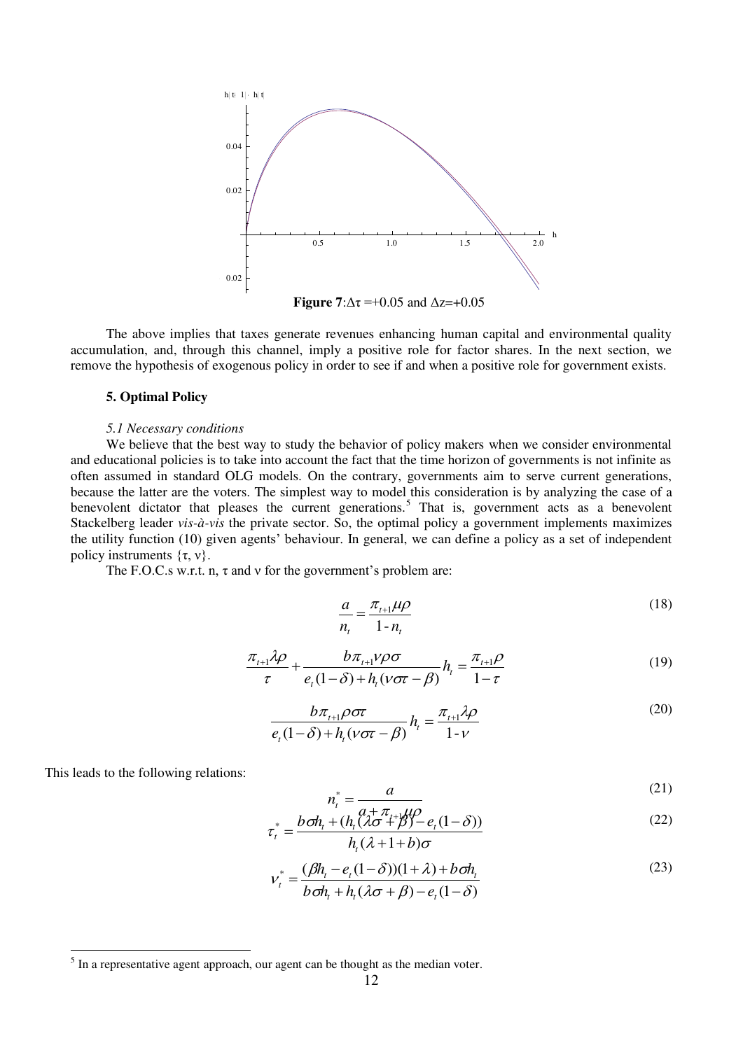**Figure 7**:Δτ =+0.05 and Δz=+0.05

The above implies that taxes generate revenues enhancing human capital and environmental quality accumulation, and, through this channel, imply a positive role for factor shares. In the next section, we remove the hypothesis of exogenous policy in order to see if and when a positive role for government exists.

## 5. Optimal Policy

### *5.1 Necessary conditions*

We believe that the best way to study the behavior of policy makers when we consider environmental and educational policies is to take into account the fact that the time horizon of governments is not infinite as often assumed in standard OLG models. On the contrary, governments aim to serve current generations, because the latter are the voters. The simplest way to model this consideration is by analyzing the case of a benevolent dictator that pleases the current generations.[5] That is, government acts as a benevolent Stackelberg leader *vis-à-vis* the private sector. So, the optimal policy a government implements maximizes the utility function (10) given agents' behaviour. In general, we can define a policy as a set of independent policy instruments {τ, ν}.

The F.O.C.s w.r.t. n, τ and ν for the government's problem are:

$$\frac{a}{n_t} = \frac{\pi_{t+1}\mu\rho}{1 - n_t} \tag{18}$$

$$\frac{\pi_{t+1}\lambda\rho}{\tau} + \frac{b\pi_{t+1}\nu\rho\sigma}{e_t(1-\delta) + h_t(\nu\sigma\tau - \beta)} h_t = \frac{\pi_{t+1}\rho}{1-\tau} \tag{19}$$

$$\frac{b\pi_{t+1}\rho\sigma\tau}{e_t(1-\delta) + h_t(\nu\sigma\tau - \beta)} h_t = \frac{\pi_{t+1}\lambda\rho}{1 - \nu} \tag{20}$$

This leads to the following relations:

$$n_t^* = \frac{a}{a + \pi_{t+1}\mu\rho} \tag{21}$$

$$\tau_t^* = \frac{b\sigma h_t + (h_t(\lambda\sigma + \beta) - e_t(1-\delta))}{h_t(\lambda + 1 + b)\sigma} \tag{22}$$

$$\nu_t^* = \frac{(\beta h_t - e_t(1-\delta))(1+\lambda) + b\sigma h_t}{b\sigma h_t + h_t(\lambda\sigma + \beta) - e_t(1-\delta)} \tag{23}$$

---

[5] In a representative agent approach, our agent can be thought as the median voter.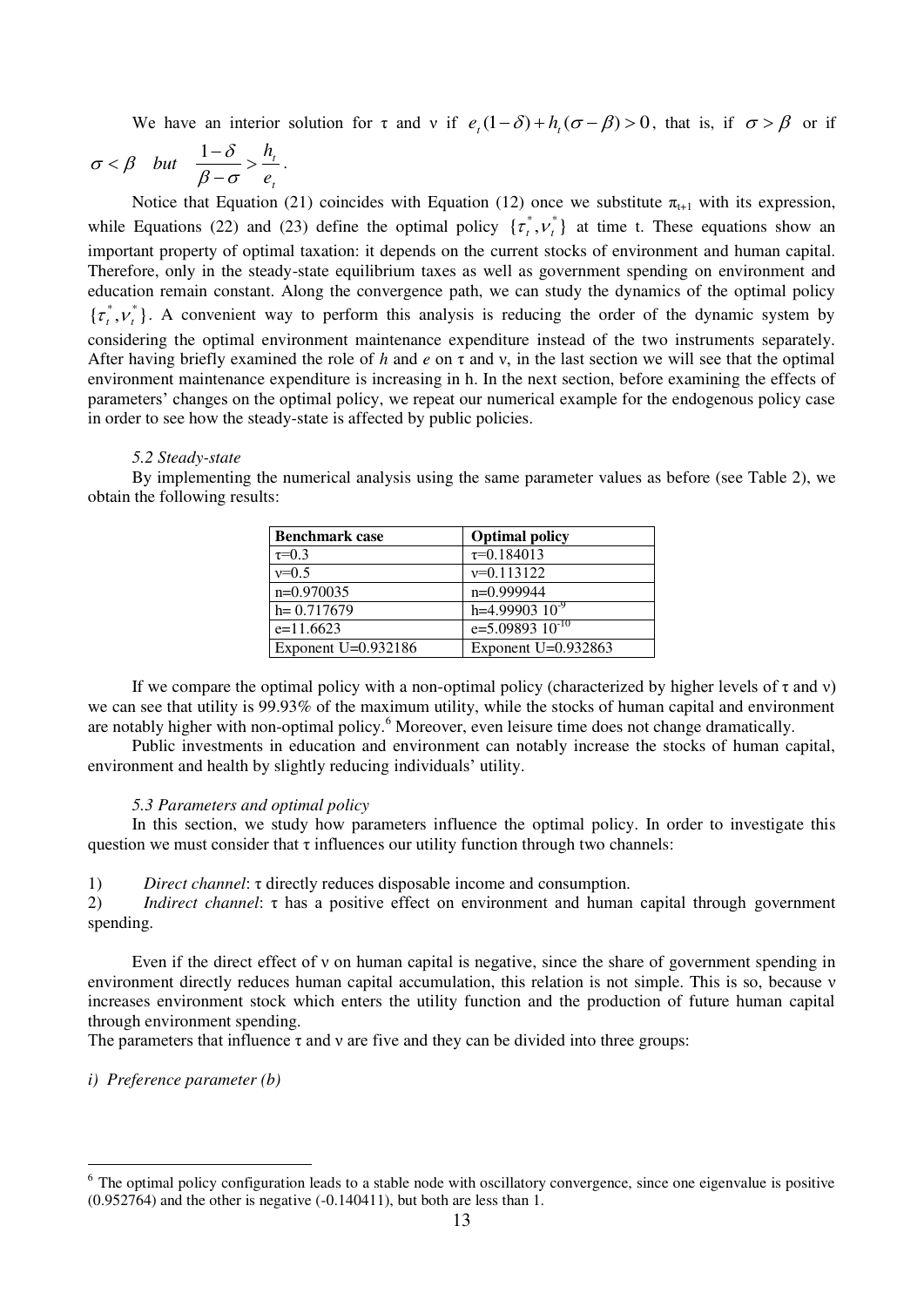We have an interior solution for τ and ν if $e_t(1-\delta)+h_t(\sigma-\beta)>0$, that is, if $\sigma>\beta$ or if $\sigma<\beta$ *but* $\dfrac{1-\delta}{\beta-\sigma}>\dfrac{h_t}{e_t}$.

Notice that Equation (21) coincides with Equation (12) once we substitute $\pi_{t+1}$ with its expression, while Equations (22) and (23) define the optimal policy $\{\tau_t^*, \nu_t^*\}$ at time t. These equations show an important property of optimal taxation: it depends on the current stocks of environment and human capital. Therefore, only in the steady-state equilibrium taxes as well as government spending on environment and education remain constant. Along the convergence path, we can study the dynamics of the optimal policy $\{\tau_t^*, \nu_t^*\}$. A convenient way to perform this analysis is reducing the order of the dynamic system by considering the optimal environment maintenance expenditure instead of the two instruments separately. After having briefly examined the role of *h* and *e* on τ and ν, in the last section we will see that the optimal environment maintenance expenditure is increasing in h. In the next section, before examining the effects of parameters' changes on the optimal policy, we repeat our numerical example for the endogenous policy case in order to see how the steady-state is affected by public policies.

### *5.2 Steady-state*

By implementing the numerical analysis using the same parameter values as before (see Table 2), we obtain the following results:

| **Benchmark case** | **Optimal policy** |
|---|---|
| τ=0.3 | τ=0.184013 |
| ν=0.5 | ν=0.113122 |
| n=0.970035 | n=0.999944 |
| h= 0.717679 | h=4.99903 $10^{-9}$ |
| e=11.6623 | e=5.09893 $10^{-10}$ |
| Exponent U=0.932186 | Exponent U=0.932863 |

If we compare the optimal policy with a non-optimal policy (characterized by higher levels of τ and ν) we can see that utility is 99.93% of the maximum utility, while the stocks of human capital and environment are notably higher with non-optimal policy.[6] Moreover, even leisure time does not change dramatically.

Public investments in education and environment can notably increase the stocks of human capital, environment and health by slightly reducing individuals' utility.

### *5.3 Parameters and optimal policy*

In this section, we study how parameters influence the optimal policy. In order to investigate this question we must consider that τ influences our utility function through two channels:

1) *Direct channel*: τ directly reduces disposable income and consumption.
2) *Indirect channel*: τ has a positive effect on environment and human capital through government spending.

Even if the direct effect of ν on human capital is negative, since the share of government spending in environment directly reduces human capital accumulation, this relation is not simple. This is so, because ν increases environment stock which enters the utility function and the production of future human capital through environment spending.

The parameters that influence τ and ν are five and they can be divided into three groups:

*i) Preference parameter (b)*

[6] The optimal policy configuration leads to a stable node with oscillatory convergence, since one eigenvalue is positive (0.952764) and the other is negative (-0.140411), but both are less than 1.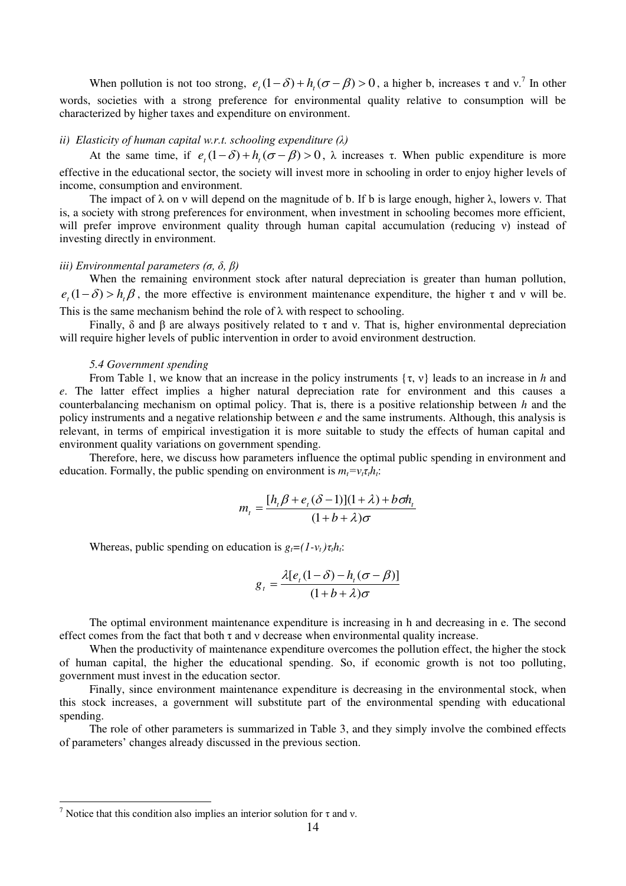When pollution is not too strong, $e_t(1-\delta)+h_t(\sigma-\beta)>0$, a higher b, increases τ and ν.[7] In other words, societies with a strong preference for environmental quality relative to consumption will be characterized by higher taxes and expenditure on environment.

*ii) Elasticity of human capital w.r.t. schooling expenditure (λ)*

At the same time, if $e_t(1-\delta)+h_t(\sigma-\beta)>0$, λ increases τ. When public expenditure is more effective in the educational sector, the society will invest more in schooling in order to enjoy higher levels of income, consumption and environment.

The impact of λ on ν will depend on the magnitude of b. If b is large enough, higher λ, lowers ν. That is, a society with strong preferences for environment, when investment in schooling becomes more efficient, will prefer improve environment quality through human capital accumulation (reducing ν) instead of investing directly in environment.

*iii) Environmental parameters (σ, δ, β)*

When the remaining environment stock after natural depreciation is greater than human pollution, $e_t(1-\delta)>h_t\beta$, the more effective is environment maintenance expenditure, the higher τ and ν will be. This is the same mechanism behind the role of λ with respect to schooling.

Finally, δ and β are always positively related to τ and ν. That is, higher environmental depreciation will require higher levels of public intervention in order to avoid environment destruction.

*5.4 Government spending*

From Table 1, we know that an increase in the policy instruments {τ, ν} leads to an increase in *h* and *e*. The latter effect implies a higher natural depreciation rate for environment and this causes a counterbalancing mechanism on optimal policy. That is, there is a positive relationship between *h* and the policy instruments and a negative relationship between *e* and the same instruments. Although, this analysis is relevant, in terms of empirical investigation it is more suitable to study the effects of human capital and environment quality variations on government spending.

Therefore, here, we discuss how parameters influence the optimal public spending in environment and education. Formally, the public spending on environment is $m_t=\nu_t\tau_t h_t$:

$$m_t=\frac{[h_t\beta+e_t(\delta-1)](1+\lambda)+b\sigma h_t}{(1+b+\lambda)\sigma}$$

Whereas, public spending on education is $g_t=(1-\nu_t)\tau_t h_t$:

$$g_t=\frac{\lambda[e_t(1-\delta)-h_t(\sigma-\beta)]}{(1+b+\lambda)\sigma}$$

The optimal environment maintenance expenditure is increasing in h and decreasing in e. The second effect comes from the fact that both τ and ν decrease when environmental quality increase.

When the productivity of maintenance expenditure overcomes the pollution effect, the higher the stock of human capital, the higher the educational spending. So, if economic growth is not too polluting, government must invest in the education sector.

Finally, since environment maintenance expenditure is decreasing in the environmental stock, when this stock increases, a government will substitute part of the environmental spending with educational spending.

The role of other parameters is summarized in Table 3, and they simply involve the combined effects of parameters' changes already discussed in the previous section.

[7] Notice that this condition also implies an interior solution for τ and ν.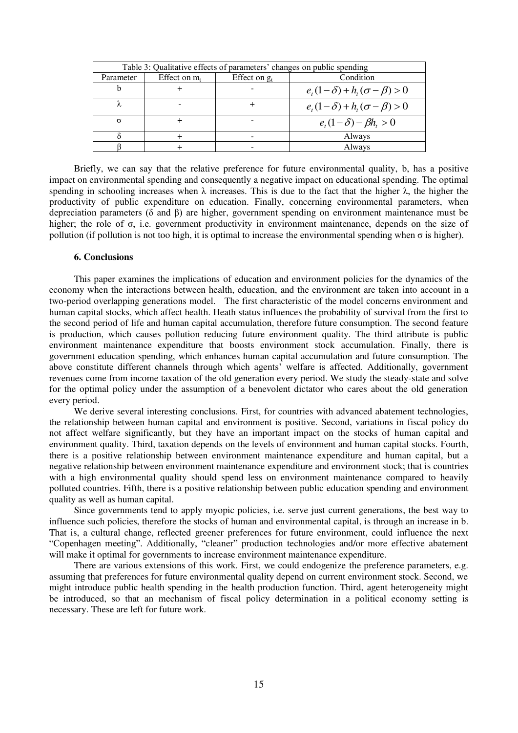| Table 3: Qualitative effects of parameters' changes on public spending | | | |
|---|---|---|---|
| Parameter | Effect on $m_t$ | Effect on $g_t$ | Condition |
| b | + | - | $e_t(1-\delta)+h_t(\sigma-\beta)>0$ |
| λ | - | + | $e_t(1-\delta)+h_t(\sigma-\beta)>0$ |
| σ | + | - | $e_t(1-\delta)-\beta h_t>0$ |
| δ | + | - | Always |
| β | + | - | Always |

Briefly, we can say that the relative preference for future environmental quality, b, has a positive impact on environmental spending and consequently a negative impact on educational spending. The optimal spending in schooling increases when λ increases. This is due to the fact that the higher λ, the higher the productivity of public expenditure on education. Finally, concerning environmental parameters, when depreciation parameters (δ and β) are higher, government spending on environment maintenance must be higher; the role of σ, i.e. government productivity in environment maintenance, depends on the size of pollution (if pollution is not too high, it is optimal to increase the environmental spending when σ is higher).

## 6. Conclusions

This paper examines the implications of education and environment policies for the dynamics of the economy when the interactions between health, education, and the environment are taken into account in a two-period overlapping generations model. The first characteristic of the model concerns environment and human capital stocks, which affect health. Heath status influences the probability of survival from the first to the second period of life and human capital accumulation, therefore future consumption. The second feature is production, which causes pollution reducing future environment quality. The third attribute is public environment maintenance expenditure that boosts environment stock accumulation. Finally, there is government education spending, which enhances human capital accumulation and future consumption. The above constitute different channels through which agents' welfare is affected. Additionally, government revenues come from income taxation of the old generation every period. We study the steady-state and solve for the optimal policy under the assumption of a benevolent dictator who cares about the old generation every period.

We derive several interesting conclusions. First, for countries with advanced abatement technologies, the relationship between human capital and environment is positive. Second, variations in fiscal policy do not affect welfare significantly, but they have an important impact on the stocks of human capital and environment quality. Third, taxation depends on the levels of environment and human capital stocks. Fourth, there is a positive relationship between environment maintenance expenditure and human capital, but a negative relationship between environment maintenance expenditure and environment stock; that is countries with a high environmental quality should spend less on environment maintenance compared to heavily polluted countries. Fifth, there is a positive relationship between public education spending and environment quality as well as human capital.

Since governments tend to apply myopic policies, i.e. serve just current generations, the best way to influence such policies, therefore the stocks of human and environmental capital, is through an increase in b. That is, a cultural change, reflected greener preferences for future environment, could influence the next "Copenhagen meeting". Additionally, "cleaner" production technologies and/or more effective abatement will make it optimal for governments to increase environment maintenance expenditure.

There are various extensions of this work. First, we could endogenize the preference parameters, e.g. assuming that preferences for future environmental quality depend on current environment stock. Second, we might introduce public health spending in the health production function. Third, agent heterogeneity might be introduced, so that an mechanism of fiscal policy determination in a political economy setting is necessary. These are left for future work.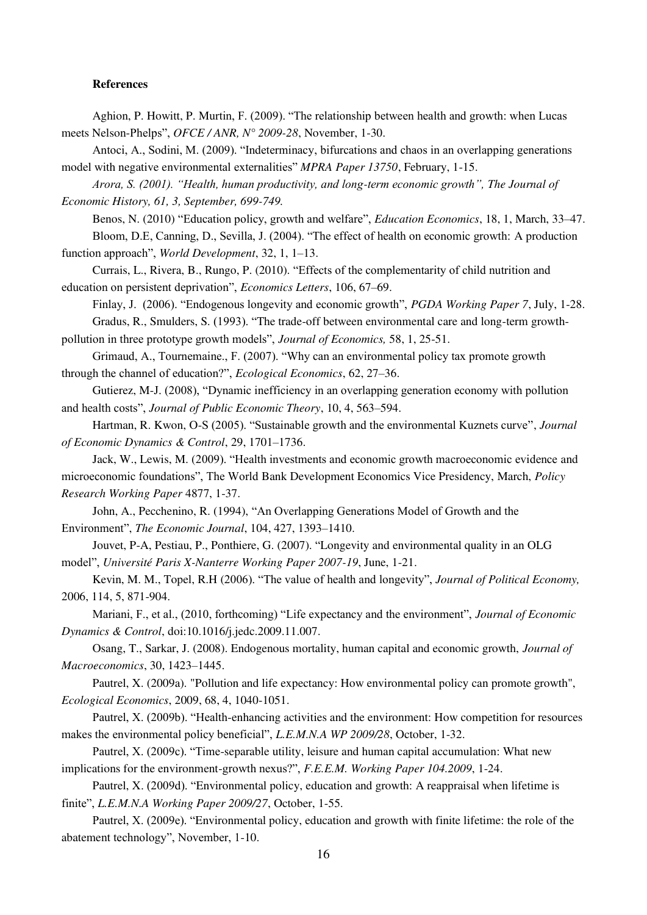**References**

Aghion, P. Howitt, P. Murtin, F. (2009). "The relationship between health and growth: when Lucas meets Nelson-Phelps", *OFCE / ANR, N° 2009-28*, November, 1-30.

Antoci, A., Sodini, M. (2009). "Indeterminacy, bifurcations and chaos in an overlapping generations model with negative environmental externalities" *MPRA Paper 13750*, February, 1-15.

*Arora, S. (2001). "Health, human productivity, and long-term economic growth", The Journal of Economic History, 61, 3, September, 699-749.*

Benos, N. (2010) "Education policy, growth and welfare", *Education Economics*, 18, 1, March, 33–47.

Bloom, D.E, Canning, D., Sevilla, J. (2004). "The effect of health on economic growth: A production function approach", *World Development*, 32, 1, 1–13.

Currais, L., Rivera, B., Rungo, P. (2010). "Effects of the complementarity of child nutrition and education on persistent deprivation", *Economics Letters*, 106, 67–69.

Finlay, J. (2006). "Endogenous longevity and economic growth", *PGDA Working Paper 7*, July, 1-28.

Gradus, R., Smulders, S. (1993). "The trade-off between environmental care and long-term growth-pollution in three prototype growth models", *Journal of Economics,* 58, 1, 25-51.

Grimaud, A., Tournemaine., F. (2007). "Why can an environmental policy tax promote growth through the channel of education?", *Ecological Economics*, 62, 27–36.

Gutierez, M-J. (2008), "Dynamic inefficiency in an overlapping generation economy with pollution and health costs", *Journal of Public Economic Theory*, 10, 4, 563–594.

Hartman, R. Kwon, O-S (2005). "Sustainable growth and the environmental Kuznets curve", *Journal of Economic Dynamics & Control*, 29, 1701–1736.

Jack, W., Lewis, M. (2009). "Health investments and economic growth macroeconomic evidence and microeconomic foundations", The World Bank Development Economics Vice Presidency, March, *Policy Research Working Paper* 4877, 1-37.

John, A., Pecchenino, R. (1994), "An Overlapping Generations Model of Growth and the Environment", *The Economic Journal*, 104, 427, 1393–1410.

Jouvet, P-A, Pestiau, P., Ponthiere, G. (2007). "Longevity and environmental quality in an OLG model", *Université Paris X-Nanterre Working Paper 2007-19*, June, 1-21.

Kevin, M. M., Topel, R.H (2006). "The value of health and longevity", *Journal of Political Economy,* 2006, 114, 5, 871-904.

Mariani, F., et al., (2010, forthcoming) "Life expectancy and the environment", *Journal of Economic Dynamics & Control*, doi:10.1016/j.jedc.2009.11.007.

Osang, T., Sarkar, J. (2008). Endogenous mortality, human capital and economic growth, *Journal of Macroeconomics*, 30, 1423–1445.

Pautrel, X. (2009a). "Pollution and life expectancy: How environmental policy can promote growth", *Ecological Economics*, 2009, 68, 4, 1040-1051.

Pautrel, X. (2009b). "Health-enhancing activities and the environment: How competition for resources makes the environmental policy beneficial", *L.E.M.N.A WP 2009/28*, October, 1-32.

Pautrel, X. (2009c). "Time-separable utility, leisure and human capital accumulation: What new implications for the environment-growth nexus?", *F.E.E.M. Working Paper 104.2009*, 1-24.

Pautrel, X. (2009d). "Environmental policy, education and growth: A reappraisal when lifetime is finite", *L.E.M.N.A Working Paper 2009/27*, October, 1-55.

Pautrel, X. (2009e). "Environmental policy, education and growth with finite lifetime: the role of the abatement technology", November, 1-10.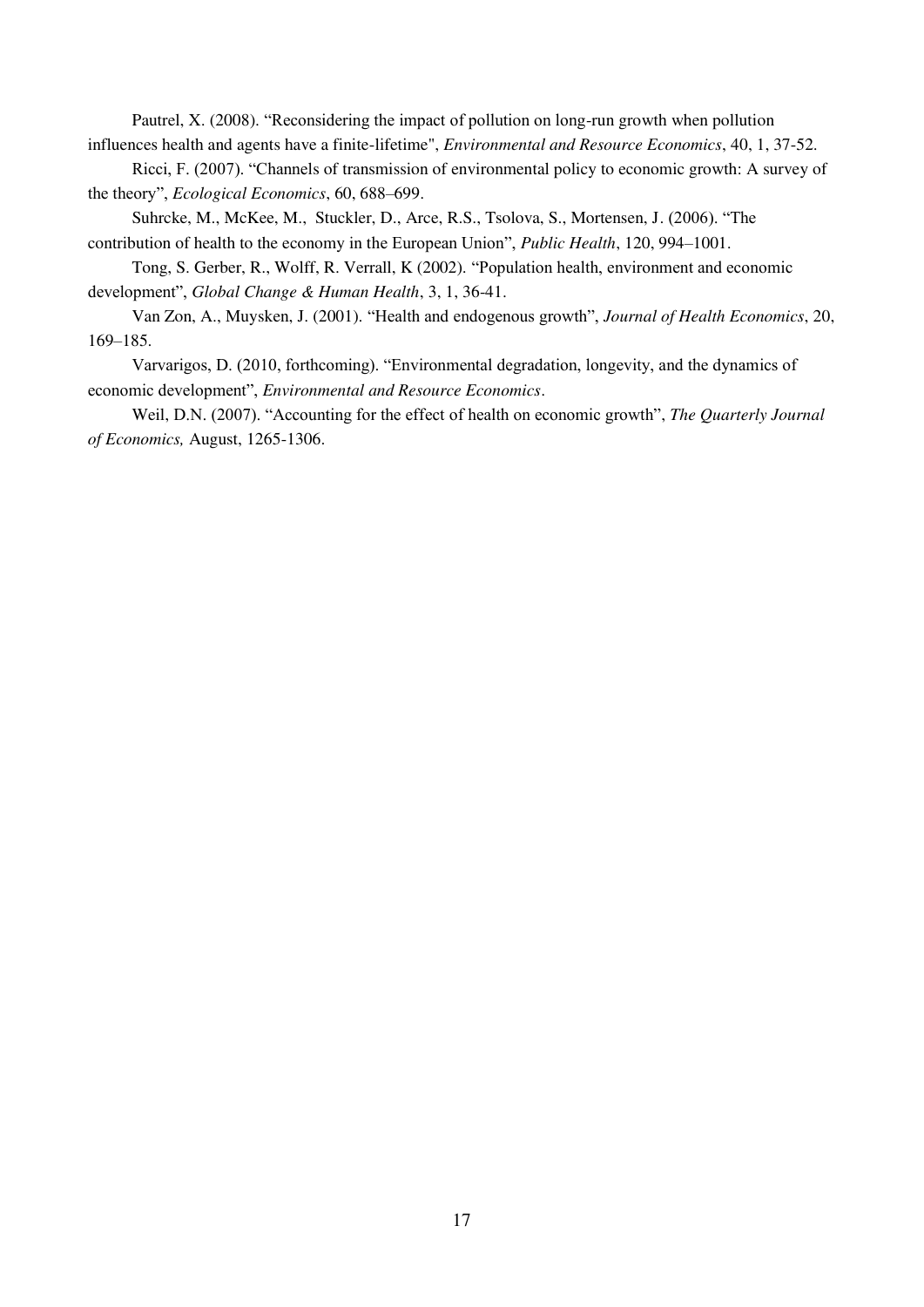Pautrel, X. (2008). “Reconsidering the impact of pollution on long-run growth when pollution influences health and agents have a finite-lifetime", *Environmental and Resource Economics*, 40, 1, 37-52.

Ricci, F. (2007). “Channels of transmission of environmental policy to economic growth: A survey of the theory”, *Ecological Economics*, 60, 688–699.

Suhrcke, M., McKee, M., Stuckler, D., Arce, R.S., Tsolova, S., Mortensen, J. (2006). “The contribution of health to the economy in the European Union”, *Public Health*, 120, 994–1001.

Tong, S. Gerber, R., Wolff, R. Verrall, K (2002). “Population health, environment and economic development”, *Global Change & Human Health*, 3, 1, 36-41.

Van Zon, A., Muysken, J. (2001). “Health and endogenous growth”, *Journal of Health Economics*, 20, 169–185.

Varvarigos, D. (2010, forthcoming). “Environmental degradation, longevity, and the dynamics of economic development”, *Environmental and Resource Economics*.

Weil, D.N. (2007). “Accounting for the effect of health on economic growth”, *The Quarterly Journal of Economics,* August, 1265-1306.